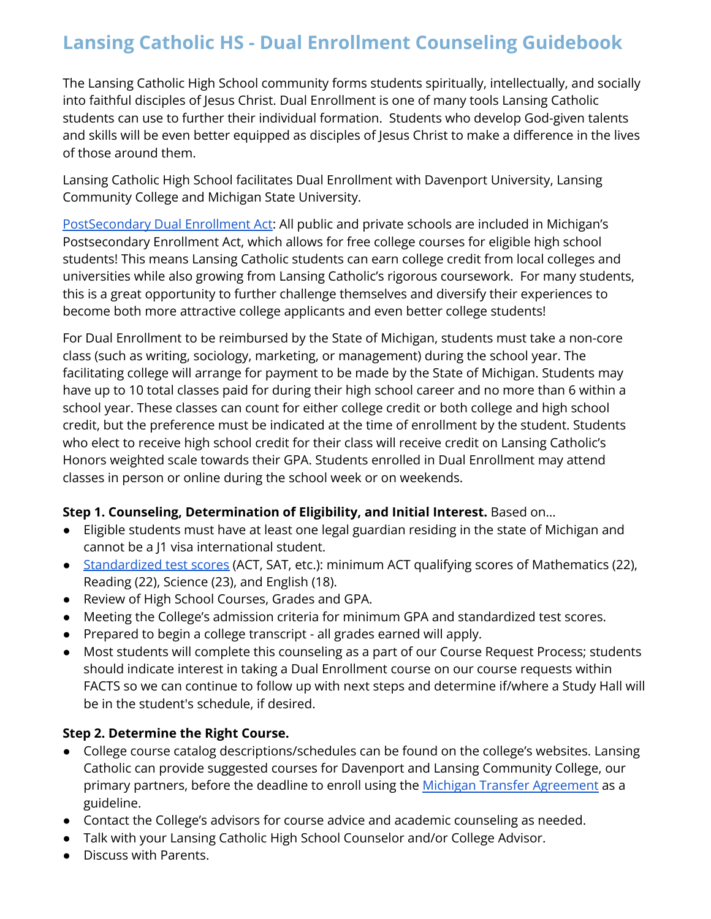# Lansing Catholic HS - Dual Enrollment Counseling Guidebook

The Lansing Catholic High School community forms students spiritually, intellectually, and socially into faithful disciples of Jesus Christ. Dual Enrollment is one of many tools Lansing Catholic students can use to further their individual formation. Students who develop God-given talents and skills will be even better equipped as disciples of Jesus Christ to make a difference in the lives of those around them.

Lansing Catholic High School facilitates Dual Enrollment with Davenport University, Lansing Community College and Michigan State University.

PostSecondary Dual Enrollment Act: All public and private schools are included in Michigan's Postsecondary Enrollment Act, which allows for free college courses for eligible high school students! This means Lansing Catholic students can earn college credit from local colleges and universities while also growing from Lansing Catholic's rigorous coursework. For many students, this is a great opportunity to further challenge themselves and diversify their experiences to become both more attractive college applicants and even better college students!

For Dual Enrollment to be reimbursed by the State of Michigan, students must take a non-core class (such as writing, sociology, marketing, or management) during the school year. The facilitating college will arrange for payment to be made by the State of Michigan. Students may have up to 10 total classes paid for during their high school career and no more than 6 within a school year. These classes can count for either college credit or both college and high school credit, but the preference must be indicated at the time of enrollment by the student. Students who elect to receive high school credit for their class will receive credit on Lansing Catholic's Honors weighted scale towards their GPA. Students enrolled in Dual Enrollment may attend classes in person or online during the school week or on weekends.

**Step 1. Counseling, Determination of Eligibility, and Initial Interest.** Based on...

- Eligible students must have at least one legal guardian residing in the state of Michigan and cannot be a J1 visa international student.
- Standardized test scores (ACT, SAT, etc.): minimum ACT qualifying scores of Mathematics (22), Reading (22), Science (23), and English (18).
- Review of High School Courses, Grades and GPA.
- Meeting the College's admission criteria for minimum GPA and standardized test scores.
- Prepared to begin a college transcript - all grades earned will apply.
- Most students will complete this counseling as a part of our Course Request Process; students should indicate interest in taking a Dual Enrollment course on our course requests within FACTS so we can continue to follow up with next steps and determine if/where a Study Hall will be in the student's schedule, if desired.

**Step 2. Determine the Right Course.**

- College course catalog descriptions/schedules can be found on the college's websites. Lansing Catholic can provide suggested courses for Davenport and Lansing Community College, our primary partners, before the deadline to enroll using the Michigan Transfer Agreement as a guideline.
- Contact the College's advisors for course advice and academic counseling as needed.
- Talk with your Lansing Catholic High School Counselor and/or College Advisor.
- Discuss with Parents.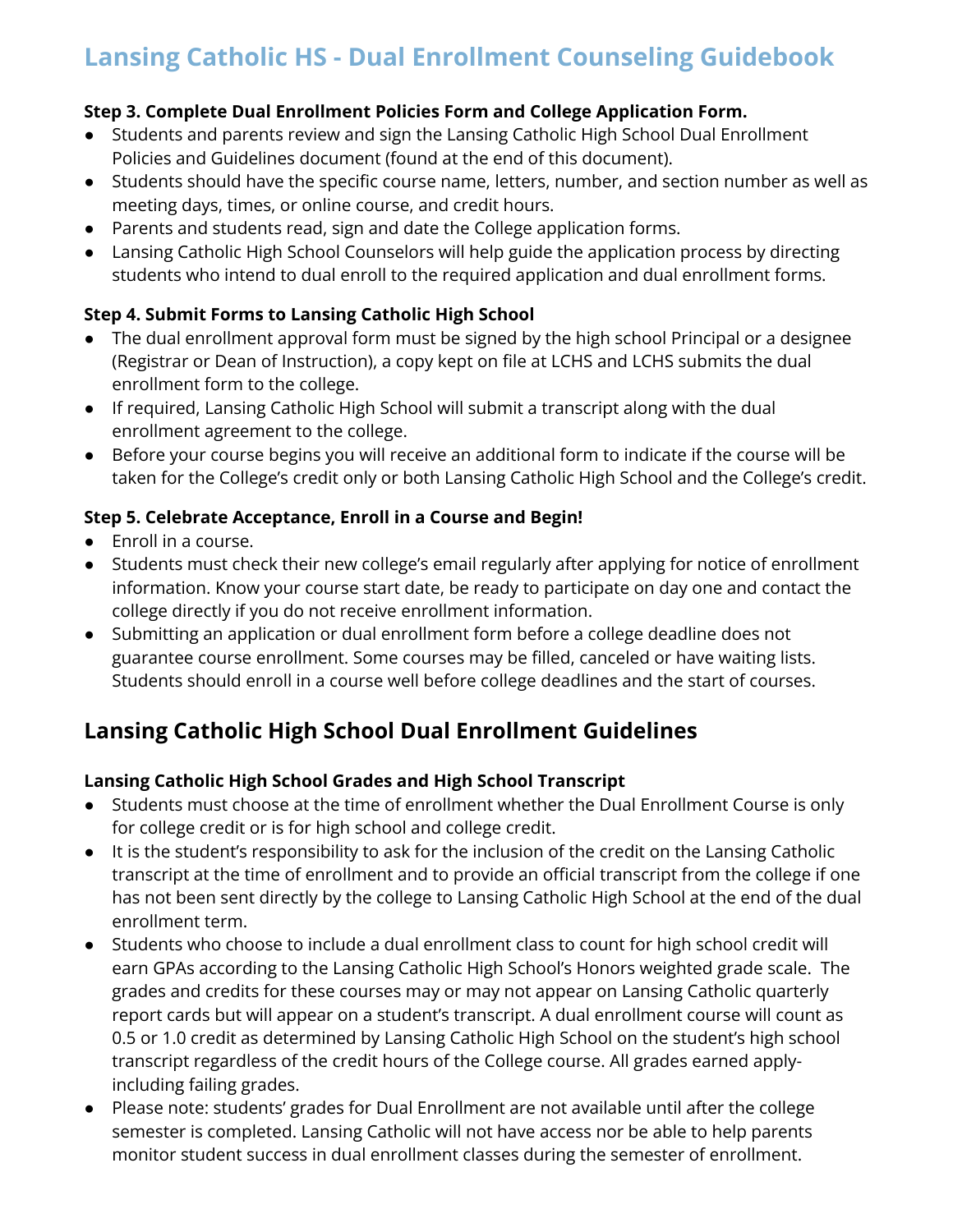**Step 3. Complete Dual Enrollment Policies Form and College Application Form.**

- Students and parents review and sign the Lansing Catholic High School Dual Enrollment Policies and Guidelines document (found at the end of this document).
- Students should have the specific course name, letters, number, and section number as well as meeting days, times, or online course, and credit hours.
- Parents and students read, sign and date the College application forms.
- Lansing Catholic High School Counselors will help guide the application process by directing students who intend to dual enroll to the required application and dual enrollment forms.

**Step 4. Submit Forms to Lansing Catholic High School**

- The dual enrollment approval form must be signed by the high school Principal or a designee (Registrar or Dean of Instruction), a copy kept on file at LCHS and LCHS submits the dual enrollment form to the college.
- If required, Lansing Catholic High School will submit a transcript along with the dual enrollment agreement to the college.
- Before your course begins you will receive an additional form to indicate if the course will be taken for the College's credit only or both Lansing Catholic High School and the College's credit.

**Step 5. Celebrate Acceptance, Enroll in a Course and Begin!**

- Enroll in a course.
- Students must check their new college's email regularly after applying for notice of enrollment information. Know your course start date, be ready to participate on day one and contact the college directly if you do not receive enrollment information.
- Submitting an application or dual enrollment form before a college deadline does not guarantee course enrollment. Some courses may be filled, canceled or have waiting lists. Students should enroll in a course well before college deadlines and the start of courses.

## Lansing Catholic High School Dual Enrollment Guidelines

**Lansing Catholic High School Grades and High School Transcript**

- Students must choose at the time of enrollment whether the Dual Enrollment Course is only for college credit or is for high school and college credit.
- It is the student's responsibility to ask for the inclusion of the credit on the Lansing Catholic transcript at the time of enrollment and to provide an official transcript from the college if one has not been sent directly by the college to Lansing Catholic High School at the end of the dual enrollment term.
- Students who choose to include a dual enrollment class to count for high school credit will earn GPAs according to the Lansing Catholic High School's Honors weighted grade scale. The grades and credits for these courses may or may not appear on Lansing Catholic quarterly report cards but will appear on a student's transcript. A dual enrollment course will count as 0.5 or 1.0 credit as determined by Lansing Catholic High School on the student's high school transcript regardless of the credit hours of the College course. All grades earned apply- including failing grades.
- Please note: students' grades for Dual Enrollment are not available until after the college semester is completed. Lansing Catholic will not have access nor be able to help parents monitor student success in dual enrollment classes during the semester of enrollment.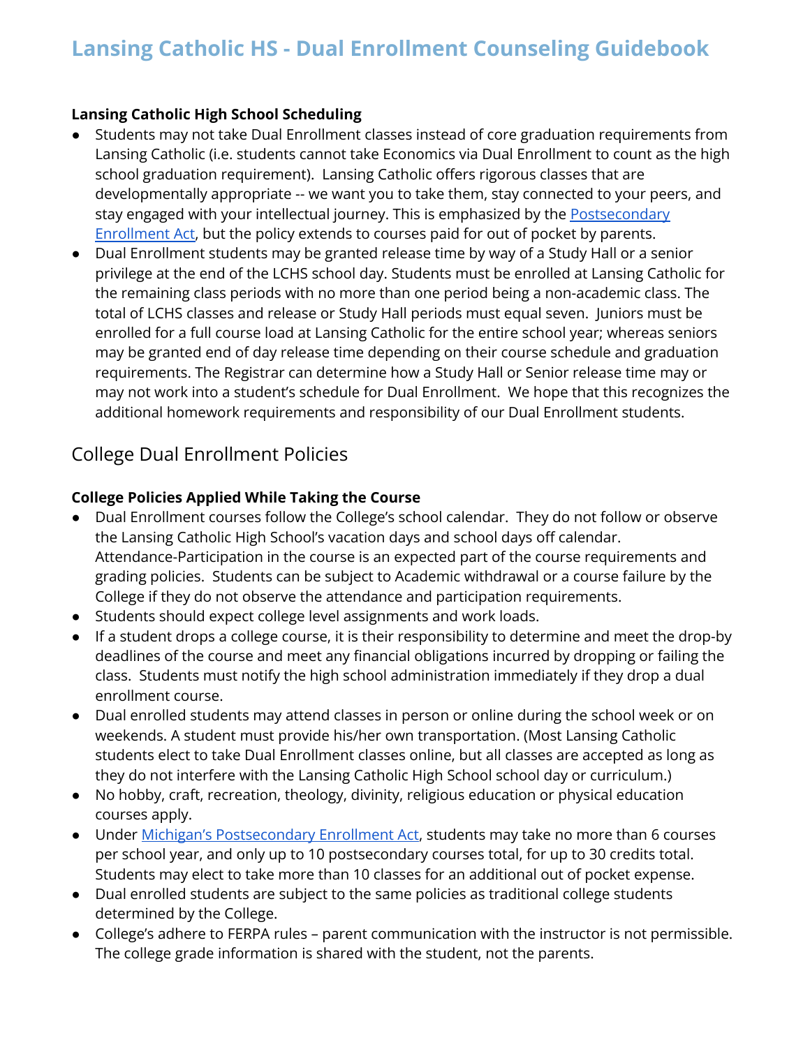**Lansing Catholic High School Scheduling**

- Students may not take Dual Enrollment classes instead of core graduation requirements from Lansing Catholic (i.e. students cannot take Economics via Dual Enrollment to count as the high school graduation requirement). Lansing Catholic offers rigorous classes that are developmentally appropriate -- we want you to take them, stay connected to your peers, and stay engaged with your intellectual journey. This is emphasized by the [Postsecondary Enrollment Act](), but the policy extends to courses paid for out of pocket by parents.
- Dual Enrollment students may be granted release time by way of a Study Hall or a senior privilege at the end of the LCHS school day. Students must be enrolled at Lansing Catholic for the remaining class periods with no more than one period being a non-academic class. The total of LCHS classes and release or Study Hall periods must equal seven. Juniors must be enrolled for a full course load at Lansing Catholic for the entire school year; whereas seniors may be granted end of day release time depending on their course schedule and graduation requirements. The Registrar can determine how a Study Hall or Senior release time may or may not work into a student's schedule for Dual Enrollment. We hope that this recognizes the additional homework requirements and responsibility of our Dual Enrollment students.

## College Dual Enrollment Policies

**College Policies Applied While Taking the Course**

- Dual Enrollment courses follow the College's school calendar. They do not follow or observe the Lansing Catholic High School's vacation days and school days off calendar. Attendance-Participation in the course is an expected part of the course requirements and grading policies. Students can be subject to Academic withdrawal or a course failure by the College if they do not observe the attendance and participation requirements.
- Students should expect college level assignments and work loads.
- If a student drops a college course, it is their responsibility to determine and meet the drop-by deadlines of the course and meet any financial obligations incurred by dropping or failing the class. Students must notify the high school administration immediately if they drop a dual enrollment course.
- Dual enrolled students may attend classes in person or online during the school week or on weekends. A student must provide his/her own transportation. (Most Lansing Catholic students elect to take Dual Enrollment classes online, but all classes are accepted as long as they do not interfere with the Lansing Catholic High School school day or curriculum.)
- No hobby, craft, recreation, theology, divinity, religious education or physical education courses apply.
- Under [Michigan's Postsecondary Enrollment Act](), students may take no more than 6 courses per school year, and only up to 10 postsecondary courses total, for up to 30 credits total. Students may elect to take more than 10 classes for an additional out of pocket expense.
- Dual enrolled students are subject to the same policies as traditional college students determined by the College.
- College's adhere to FERPA rules – parent communication with the instructor is not permissible. The college grade information is shared with the student, not the parents.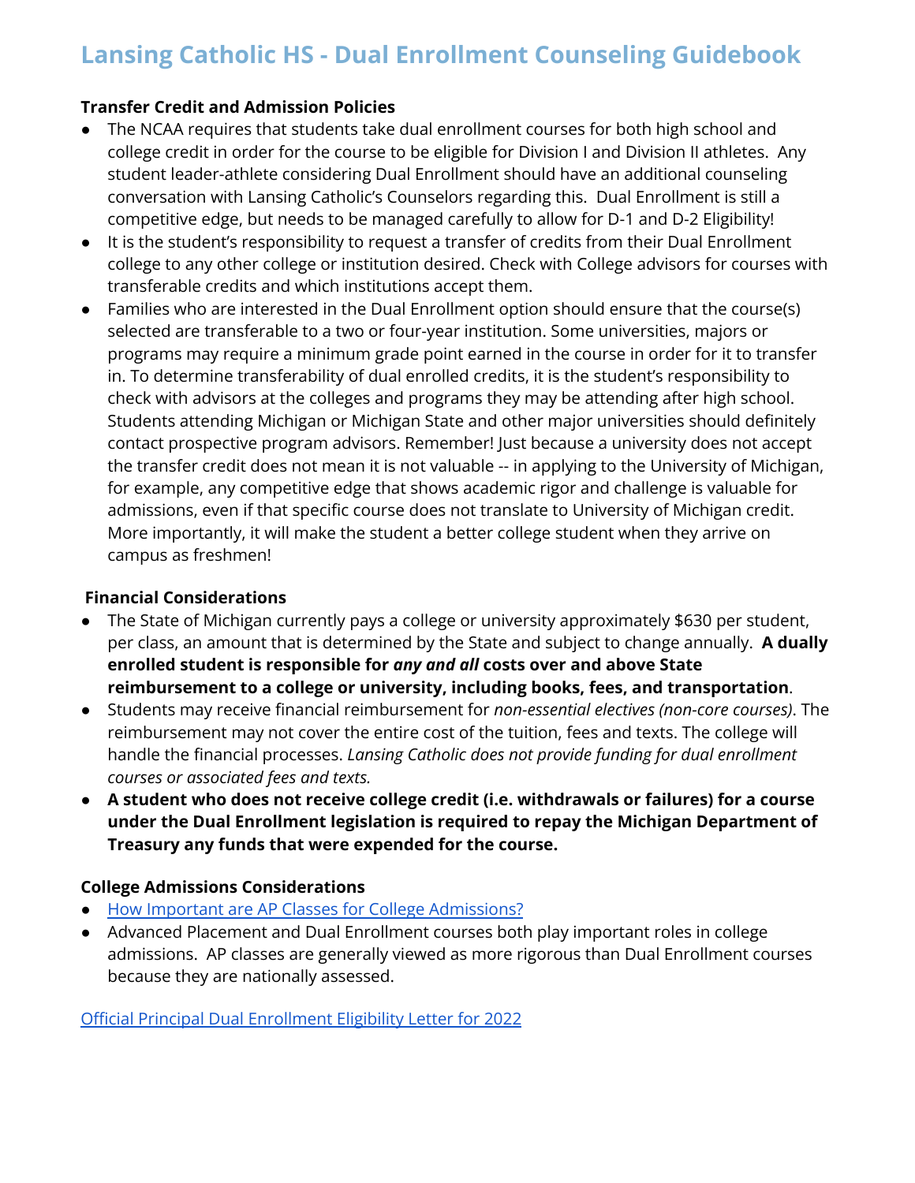# Lansing Catholic HS - Dual Enrollment Counseling Guidebook

**Transfer Credit and Admission Policies**

- The NCAA requires that students take dual enrollment courses for both high school and college credit in order for the course to be eligible for Division I and Division II athletes. Any student leader-athlete considering Dual Enrollment should have an additional counseling conversation with Lansing Catholic's Counselors regarding this. Dual Enrollment is still a competitive edge, but needs to be managed carefully to allow for D-1 and D-2 Eligibility!
- It is the student's responsibility to request a transfer of credits from their Dual Enrollment college to any other college or institution desired. Check with College advisors for courses with transferable credits and which institutions accept them.
- Families who are interested in the Dual Enrollment option should ensure that the course(s) selected are transferable to a two or four-year institution. Some universities, majors or programs may require a minimum grade point earned in the course in order for it to transfer in. To determine transferability of dual enrolled credits, it is the student's responsibility to check with advisors at the colleges and programs they may be attending after high school. Students attending Michigan or Michigan State and other major universities should definitely contact prospective program advisors. Remember! Just because a university does not accept the transfer credit does not mean it is not valuable -- in applying to the University of Michigan, for example, any competitive edge that shows academic rigor and challenge is valuable for admissions, even if that specific course does not translate to University of Michigan credit. More importantly, it will make the student a better college student when they arrive on campus as freshmen!

**Financial Considerations**

- The State of Michigan currently pays a college or university approximately $630 per student, per class, an amount that is determined by the State and subject to change annually. **A dually enrolled student is responsible for *any and all* costs over and above State reimbursement to a college or university, including books, fees, and transportation**.
- Students may receive financial reimbursement for *non-essential electives (non-core courses)*. The reimbursement may not cover the entire cost of the tuition, fees and texts. The college will handle the financial processes. *Lansing Catholic does not provide funding for dual enrollment courses or associated fees and texts.*
- **A student who does not receive college credit (i.e. withdrawals or failures) for a course under the Dual Enrollment legislation is required to repay the Michigan Department of Treasury any funds that were expended for the course.**

**College Admissions Considerations**

- [How Important are AP Classes for College Admissions?]()
- Advanced Placement and Dual Enrollment courses both play important roles in college admissions. AP classes are generally viewed as more rigorous than Dual Enrollment courses because they are nationally assessed.

[Official Principal Dual Enrollment Eligibility Letter for 2022]()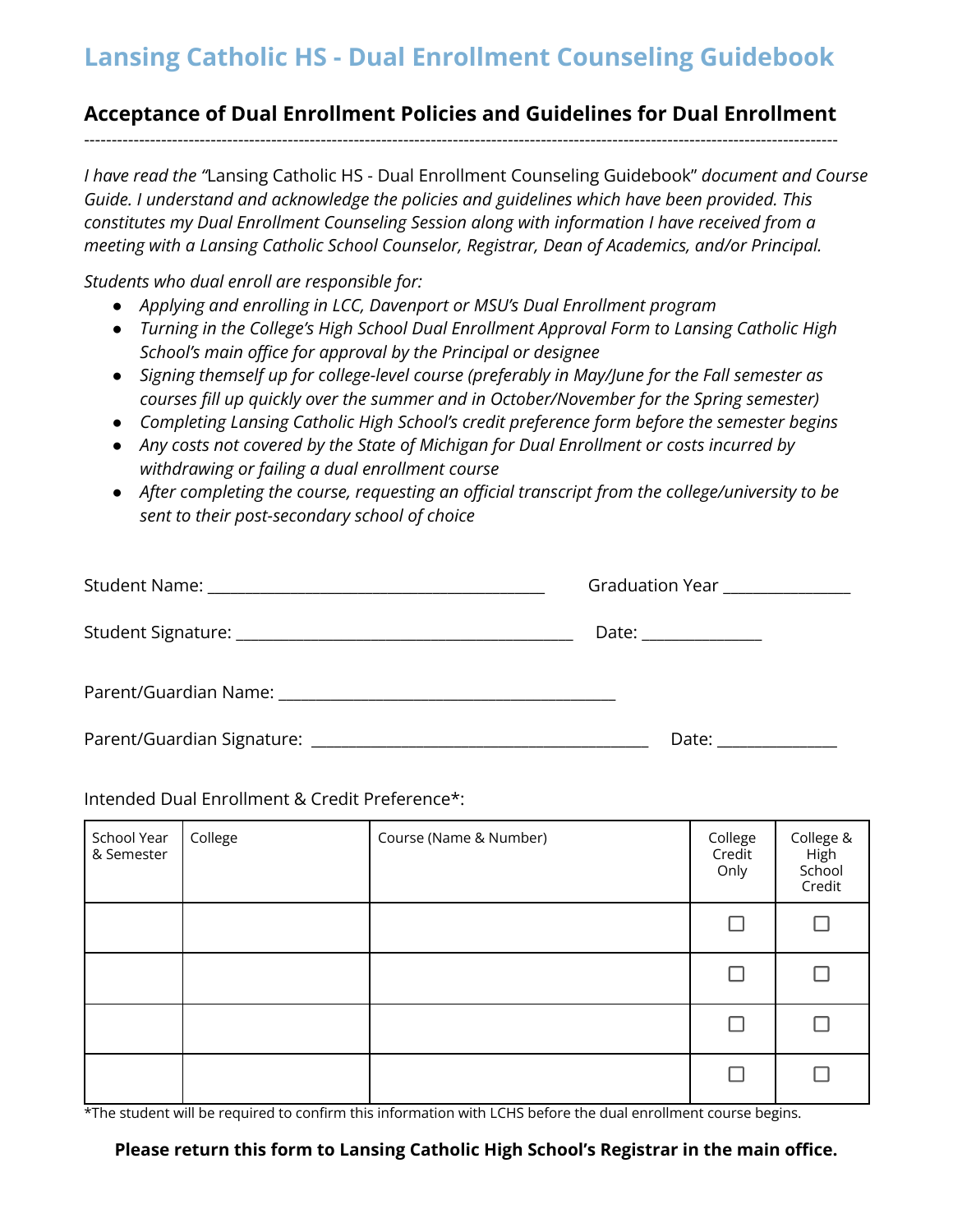# Lansing Catholic HS - Dual Enrollment Counseling Guidebook

## Acceptance of Dual Enrollment Policies and Guidelines for Dual Enrollment

---

*I have read the "*Lansing Catholic HS - Dual Enrollment Counseling Guidebook" *document and Course Guide. I understand and acknowledge the policies and guidelines which have been provided. This constitutes my Dual Enrollment Counseling Session along with information I have received from a meeting with a Lansing Catholic School Counselor, Registrar, Dean of Academics, and/or Principal.*

*Students who dual enroll are responsible for:*

- *Applying and enrolling in LCC, Davenport or MSU's Dual Enrollment program*
- *Turning in the College's High School Dual Enrollment Approval Form to Lansing Catholic High School's main office for approval by the Principal or designee*
- *Signing themself up for college-level course (preferably in May/June for the Fall semester as courses fill up quickly over the summer and in October/November for the Spring semester)*
- *Completing Lansing Catholic High School's credit preference form before the semester begins*
- *Any costs not covered by the State of Michigan for Dual Enrollment or costs incurred by withdrawing or failing a dual enrollment course*
- *After completing the course, requesting an official transcript from the college/university to be sent to their post-secondary school of choice*

Student Name: ________________________________________ Graduation Year _______________

Student Signature: ________________________________________ Date: ______________

Parent/Guardian Name: ________________________________________

Parent/Guardian Signature: ________________________________________ Date: ______________

Intended Dual Enrollment & Credit Preference*:

| School Year & Semester | College | Course (Name & Number) | College Credit Only | College & High School Credit |
|---|---|---|---|---|
| | | | ☐ | ☐ |
| | | | ☐ | ☐ |
| | | | ☐ | ☐ |
| | | | ☐ | ☐ |

*The student will be required to confirm this information with LCHS before the dual enrollment course begins.

**Please return this form to Lansing Catholic High School's Registrar in the main office.**